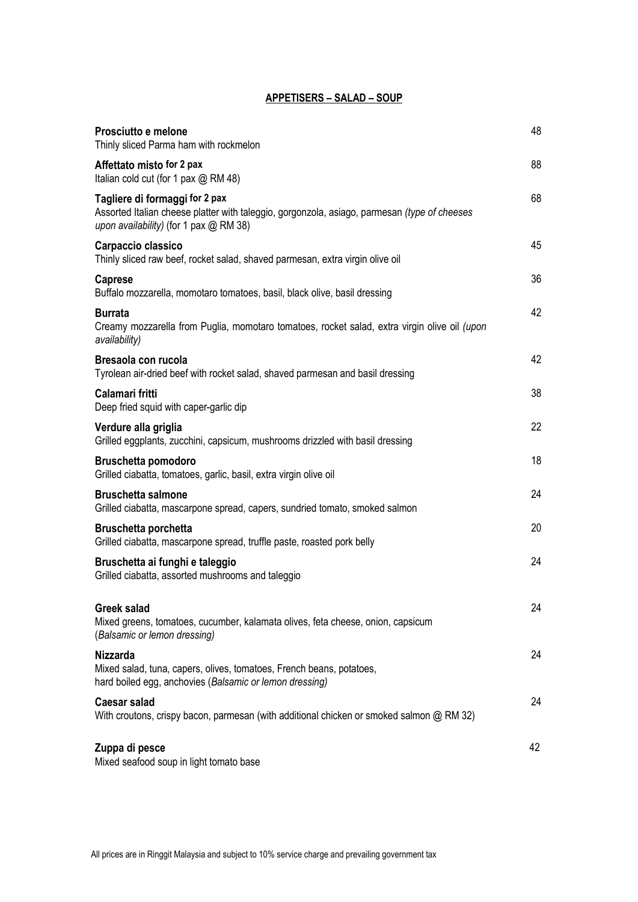## APPETISERS – SALAD – SOUP

| Item | Price |
|---|---|
| **Prosciutto e melone**<br>Thinly sliced Parma ham with rockmelon | 48 |
| **Affettato misto for 2 pax**<br>Italian cold cut (for 1 pax @ RM 48) | 88 |
| **Tagliere di formaggi for 2 pax**<br>Assorted Italian cheese platter with taleggio, gorgonzola, asiago, parmesan *(type of cheeses upon availability)* (for 1 pax @ RM 38) | 68 |
| **Carpaccio classico**<br>Thinly sliced raw beef, rocket salad, shaved parmesan, extra virgin olive oil | 45 |
| **Caprese**<br>Buffalo mozzarella, momotaro tomatoes, basil, black olive, basil dressing | 36 |
| **Burrata**<br>Creamy mozzarella from Puglia, momotaro tomatoes, rocket salad, extra virgin olive oil *(upon availability)* | 42 |
| **Bresaola con rucola**<br>Tyrolean air-dried beef with rocket salad, shaved parmesan and basil dressing | 42 |
| **Calamari fritti**<br>Deep fried squid with caper-garlic dip | 38 |
| **Verdure alla griglia**<br>Grilled eggplants, zucchini, capsicum, mushrooms drizzled with basil dressing | 22 |
| **Bruschetta pomodoro**<br>Grilled ciabatta, tomatoes, garlic, basil, extra virgin olive oil | 18 |
| **Bruschetta salmone**<br>Grilled ciabatta, mascarpone spread, capers, sundried tomato, smoked salmon | 24 |
| **Bruschetta porchetta**<br>Grilled ciabatta, mascarpone spread, truffle paste, roasted pork belly | 20 |
| **Bruschetta ai funghi e taleggio**<br>Grilled ciabatta, assorted mushrooms and taleggio | 24 |
| **Greek salad**<br>Mixed greens, tomatoes, cucumber, kalamata olives, feta cheese, onion, capsicum (*Balsamic or lemon dressing)* | 24 |
| **Nizzarda**<br>Mixed salad, tuna, capers, olives, tomatoes, French beans, potatoes, hard boiled egg, anchovies (*Balsamic or lemon dressing)* | 24 |
| **Caesar salad**<br>With croutons, crispy bacon, parmesan (with additional chicken or smoked salmon @ RM 32) | 24 |
| **Zuppa di pesce**<br>Mixed seafood soup in light tomato base | 42 |

All prices are in Ringgit Malaysia and subject to 10% service charge and prevailing government tax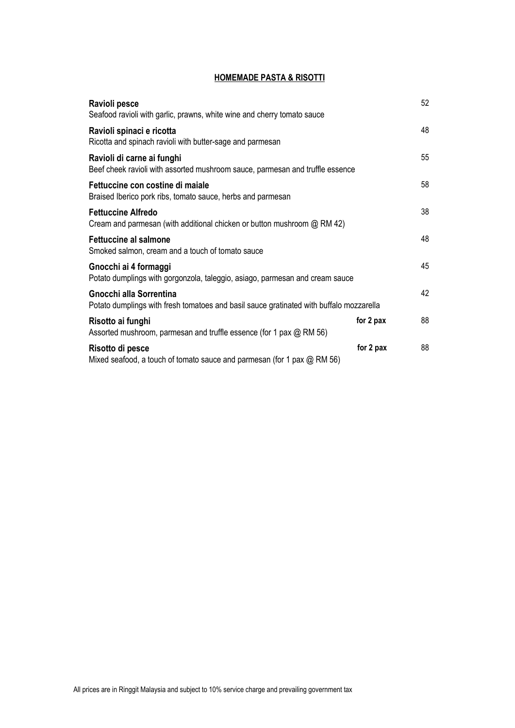## HOMEMADE PASTA & RISOTTI

| Dish | | Price |
|---|---|---|
| **Ravioli pesce**<br>Seafood ravioli with garlic, prawns, white wine and cherry tomato sauce | | 52 |
| **Ravioli spinaci e ricotta**<br>Ricotta and spinach ravioli with butter-sage and parmesan | | 48 |
| **Ravioli di carne ai funghi**<br>Beef cheek ravioli with assorted mushroom sauce, parmesan and truffle essence | | 55 |
| **Fettuccine con costine di maiale**<br>Braised Iberico pork ribs, tomato sauce, herbs and parmesan | | 58 |
| **Fettuccine Alfredo**<br>Cream and parmesan (with additional chicken or button mushroom @ RM 42) | | 38 |
| **Fettuccine al salmone**<br>Smoked salmon, cream and a touch of tomato sauce | | 48 |
| **Gnocchi ai 4 formaggi**<br>Potato dumplings with gorgonzola, taleggio, asiago, parmesan and cream sauce | | 45 |
| **Gnocchi alla Sorrentina**<br>Potato dumplings with fresh tomatoes and basil sauce gratinated with buffalo mozzarella | | 42 |
| **Risotto ai funghi**<br>Assorted mushroom, parmesan and truffle essence (for 1 pax @ RM 56) | **for 2 pax** | 88 |
| **Risotto di pesce**<br>Mixed seafood, a touch of tomato sauce and parmesan (for 1 pax @ RM 56) | **for 2 pax** | 88 |

All prices are in Ringgit Malaysia and subject to 10% service charge and prevailing government tax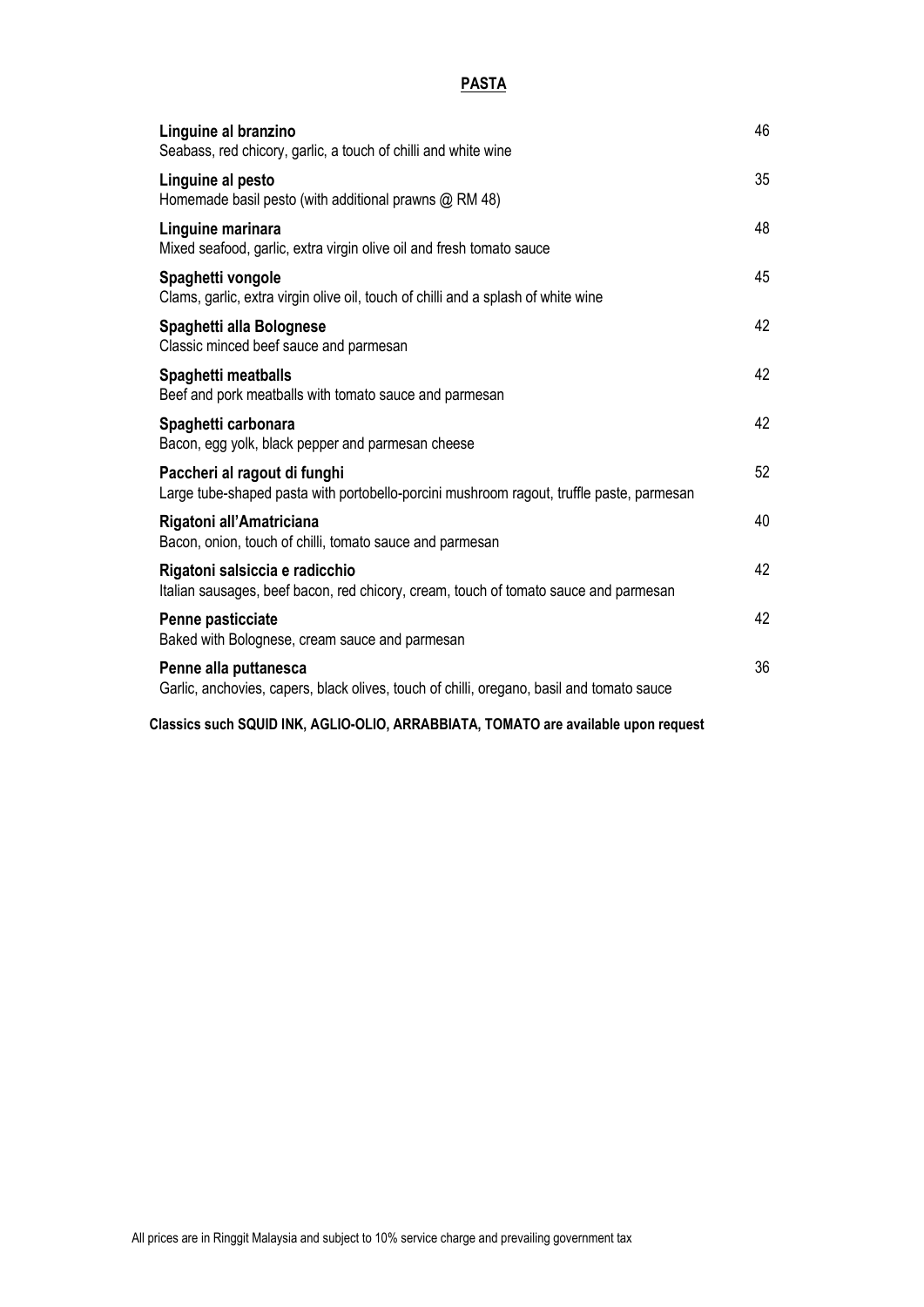## **PASTA**

| Item | Price |
|---|---|
| **Linguine al branzino**<br>Seabass, red chicory, garlic, a touch of chilli and white wine | 46 |
| **Linguine al pesto**<br>Homemade basil pesto (with additional prawns @ RM 48) | 35 |
| **Linguine marinara**<br>Mixed seafood, garlic, extra virgin olive oil and fresh tomato sauce | 48 |
| **Spaghetti vongole**<br>Clams, garlic, extra virgin olive oil, touch of chilli and a splash of white wine | 45 |
| **Spaghetti alla Bolognese**<br>Classic minced beef sauce and parmesan | 42 |
| **Spaghetti meatballs**<br>Beef and pork meatballs with tomato sauce and parmesan | 42 |
| **Spaghetti carbonara**<br>Bacon, egg yolk, black pepper and parmesan cheese | 42 |
| **Paccheri al ragout di funghi**<br>Large tube-shaped pasta with portobello-porcini mushroom ragout, truffle paste, parmesan | 52 |
| **Rigatoni all'Amatriciana**<br>Bacon, onion, touch of chilli, tomato sauce and parmesan | 40 |
| **Rigatoni salsiccia e radicchio**<br>Italian sausages, beef bacon, red chicory, cream, touch of tomato sauce and parmesan | 42 |
| **Penne pasticciate**<br>Baked with Bolognese, cream sauce and parmesan | 42 |
| **Penne alla puttanesca**<br>Garlic, anchovies, capers, black olives, touch of chilli, oregano, basil and tomato sauce | 36 |

**Classics such SQUID INK, AGLIO-OLIO, ARRABBIATA, TOMATO are available upon request**

All prices are in Ringgit Malaysia and subject to 10% service charge and prevailing government tax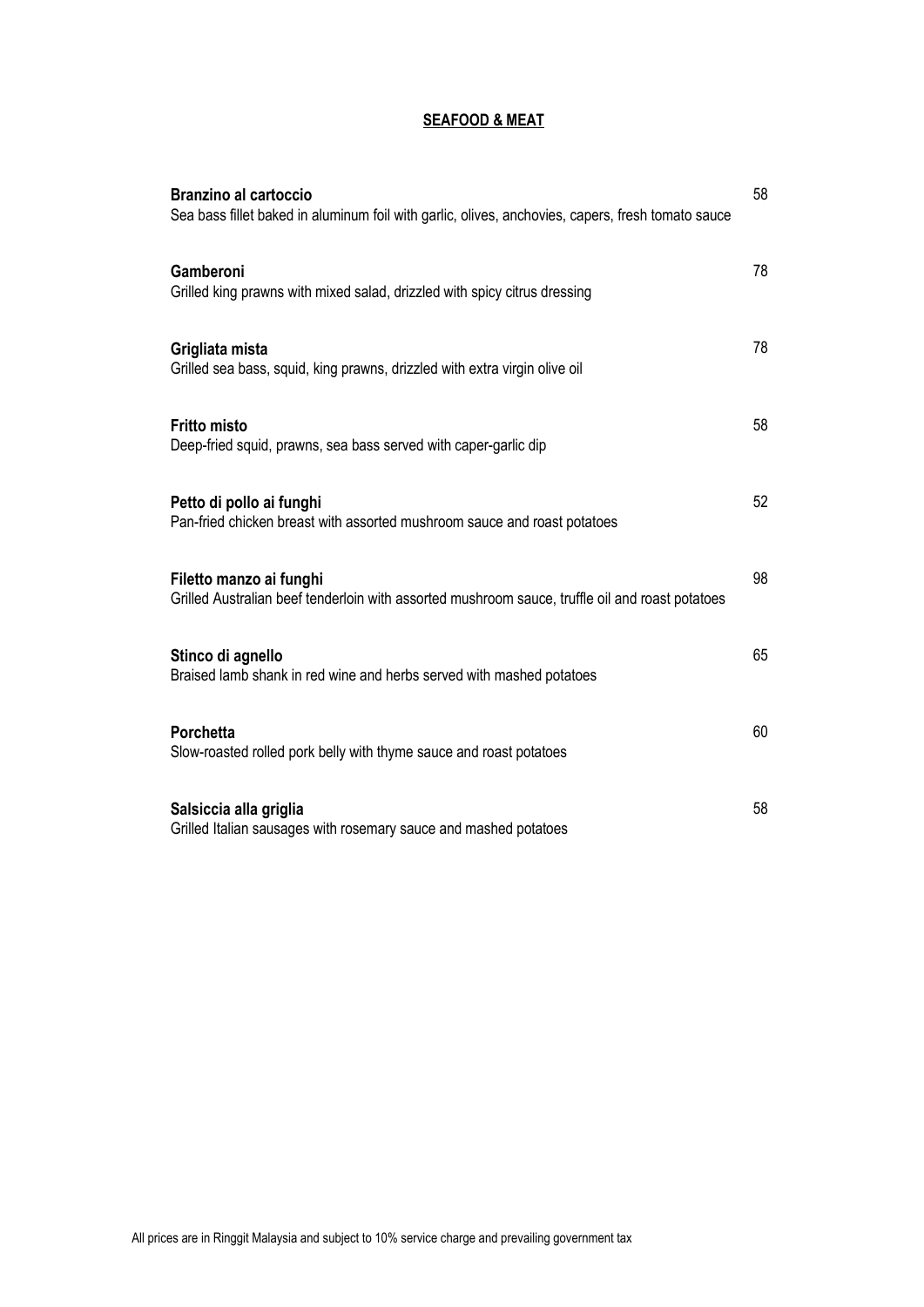## SEAFOOD & MEAT

**Branzino al cartoccio** 58
Sea bass fillet baked in aluminum foil with garlic, olives, anchovies, capers, fresh tomato sauce

**Gamberoni** 78
Grilled king prawns with mixed salad, drizzled with spicy citrus dressing

**Grigliata mista** 78
Grilled sea bass, squid, king prawns, drizzled with extra virgin olive oil

**Fritto misto** 58
Deep-fried squid, prawns, sea bass served with caper-garlic dip

**Petto di pollo ai funghi** 52
Pan-fried chicken breast with assorted mushroom sauce and roast potatoes

**Filetto manzo ai funghi** 98
Grilled Australian beef tenderloin with assorted mushroom sauce, truffle oil and roast potatoes

**Stinco di agnello** 65
Braised lamb shank in red wine and herbs served with mashed potatoes

**Porchetta** 60
Slow-roasted rolled pork belly with thyme sauce and roast potatoes

**Salsiccia alla griglia** 58
Grilled Italian sausages with rosemary sauce and mashed potatoes

All prices are in Ringgit Malaysia and subject to 10% service charge and prevailing government tax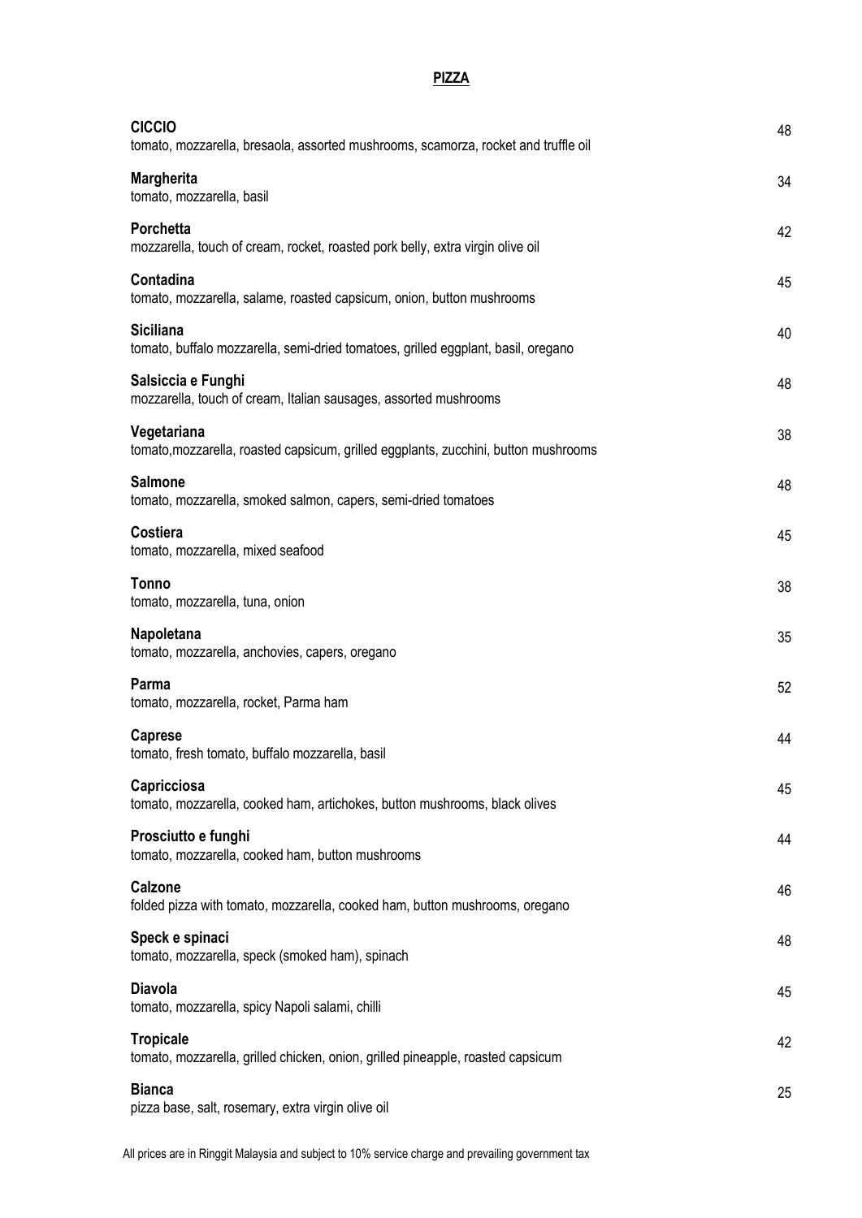# PIZZA

| | |
|---|---|
| **CICCIO**<br>tomato, mozzarella, bresaola, assorted mushrooms, scamorza, rocket and truffle oil | 48 |
| **Margherita**<br>tomato, mozzarella, basil | 34 |
| **Porchetta**<br>mozzarella, touch of cream, rocket, roasted pork belly, extra virgin olive oil | 42 |
| **Contadina**<br>tomato, mozzarella, salame, roasted capsicum, onion, button mushrooms | 45 |
| **Siciliana**<br>tomato, buffalo mozzarella, semi-dried tomatoes, grilled eggplant, basil, oregano | 40 |
| **Salsiccia e Funghi**<br>mozzarella, touch of cream, Italian sausages, assorted mushrooms | 48 |
| **Vegetariana**<br>tomato,mozzarella, roasted capsicum, grilled eggplants, zucchini, button mushrooms | 38 |
| **Salmone**<br>tomato, mozzarella, smoked salmon, capers, semi-dried tomatoes | 48 |
| **Costiera**<br>tomato, mozzarella, mixed seafood | 45 |
| **Tonno**<br>tomato, mozzarella, tuna, onion | 38 |
| **Napoletana**<br>tomato, mozzarella, anchovies, capers, oregano | 35 |
| **Parma**<br>tomato, mozzarella, rocket, Parma ham | 52 |
| **Caprese**<br>tomato, fresh tomato, buffalo mozzarella, basil | 44 |
| **Capricciosa**<br>tomato, mozzarella, cooked ham, artichokes, button mushrooms, black olives | 45 |
| **Prosciutto e funghi**<br>tomato, mozzarella, cooked ham, button mushrooms | 44 |
| **Calzone**<br>folded pizza with tomato, mozzarella, cooked ham, button mushrooms, oregano | 46 |
| **Speck e spinaci**<br>tomato, mozzarella, speck (smoked ham), spinach | 48 |
| **Diavola**<br>tomato, mozzarella, spicy Napoli salami, chilli | 45 |
| **Tropicale**<br>tomato, mozzarella, grilled chicken, onion, grilled pineapple, roasted capsicum | 42 |
| **Bianca**<br>pizza base, salt, rosemary, extra virgin olive oil | 25 |

All prices are in Ringgit Malaysia and subject to 10% service charge and prevailing government tax